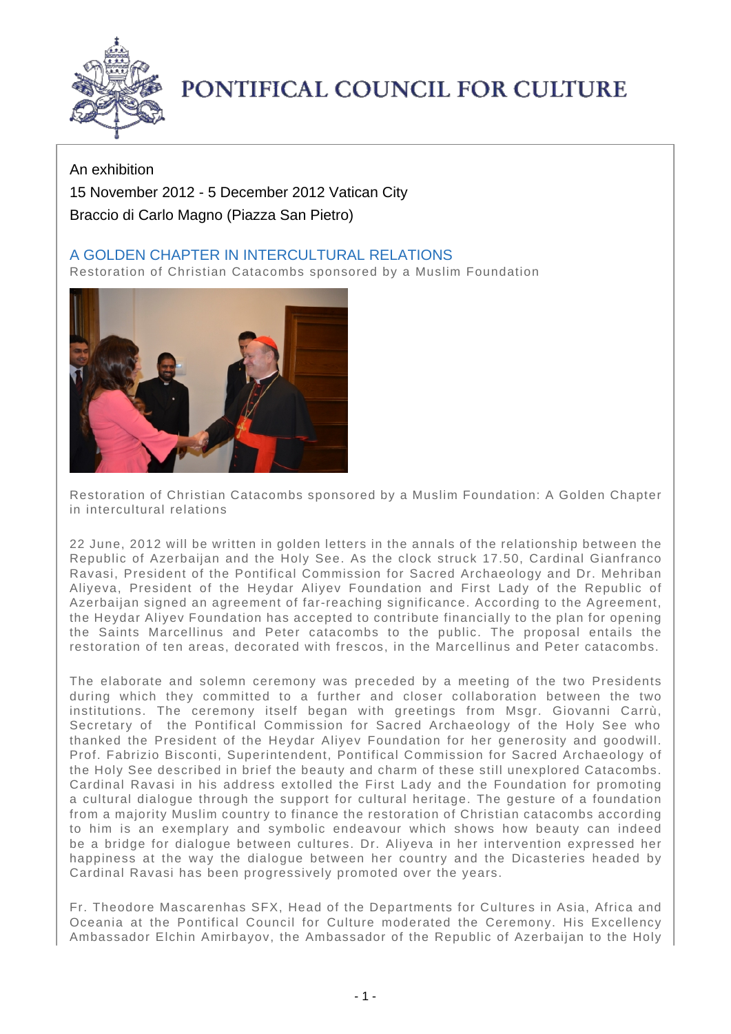# PONTIFICAL COUNCIL FOR CULTURE

An exhibition

15 November 2012 - 5 December 2012 Vatican City

Braccio di Carlo Magno (Piazza San Pietro)

## A GOLDEN CHAPTER IN INTERCULTURAL RELATIONS

Restoration of Christian Catacombs sponsored by a Muslim Foundation

Restoration of Christian Catacombs sponsored by a Muslim Foundation: A Golden Chapter in intercultural relations

22 June, 2012 will be written in golden letters in the annals of the relationship between the Republic of Azerbaijan and the Holy See. As the clock struck 17.50, Cardinal Gianfranco Ravasi, President of the Pontifical Commission for Sacred Archaeology and Dr. Mehriban Aliyeva, President of the Heydar Aliyev Foundation and First Lady of the Republic of Azerbaijan signed an agreement of far-reaching significance. According to the Agreement, the Heydar Aliyev Foundation has accepted to contribute financially to the plan for opening the Saints Marcellinus and Peter catacombs to the public. The proposal entails the restoration of ten areas, decorated with frescos, in the Marcellinus and Peter catacombs.

The elaborate and solemn ceremony was preceded by a meeting of the two Presidents during which they committed to a further and closer collaboration between the two institutions. The ceremony itself began with greetings from Msgr. Giovanni Carrù, Secretary of the Pontifical Commission for Sacred Archaeology of the Holy See who thanked the President of the Heydar Aliyev Foundation for her generosity and goodwill. Prof. Fabrizio Bisconti, Superintendent, Pontifical Commission for Sacred Archaeology of the Holy See described in brief the beauty and charm of these still unexplored Catacombs. Cardinal Ravasi in his address extolled the First Lady and the Foundation for promoting a cultural dialogue through the support for cultural heritage. The gesture of a foundation from a majority Muslim country to finance the restoration of Christian catacombs according to him is an exemplary and symbolic endeavour which shows how beauty can indeed be a bridge for dialogue between cultures. Dr. Aliyeva in her intervention expressed her happiness at the way the dialogue between her country and the Dicasteries headed by Cardinal Ravasi has been progressively promoted over the years.

Fr. Theodore Mascarenhas SFX, Head of the Departments for Cultures in Asia, Africa and Oceania at the Pontifical Council for Culture moderated the Ceremony. His Excellency Ambassador Elchin Amirbayov, the Ambassador of the Republic of Azerbaijan to the Holy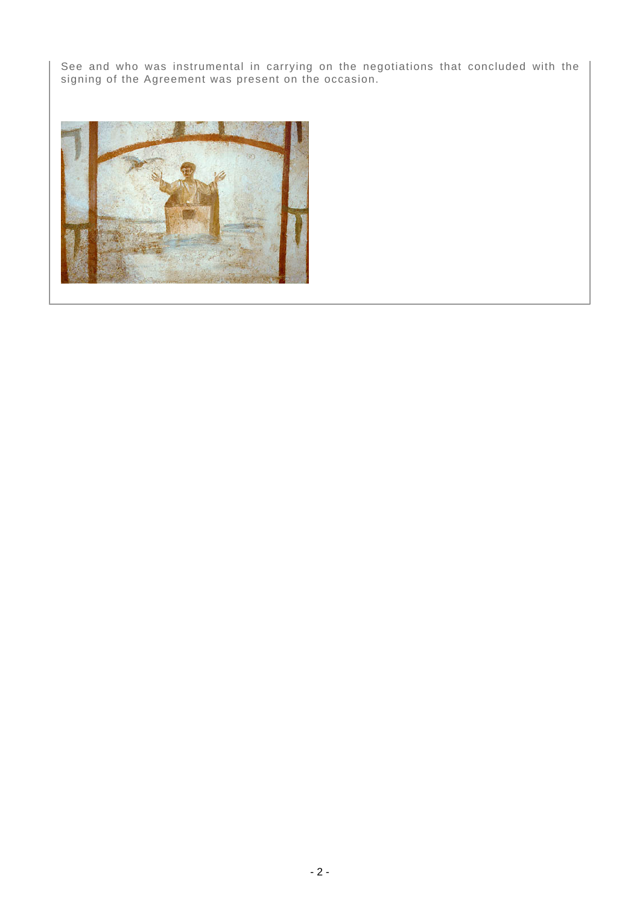See and who was instrumental in carrying on the negotiations that concluded with the signing of the Agreement was present on the occasion.